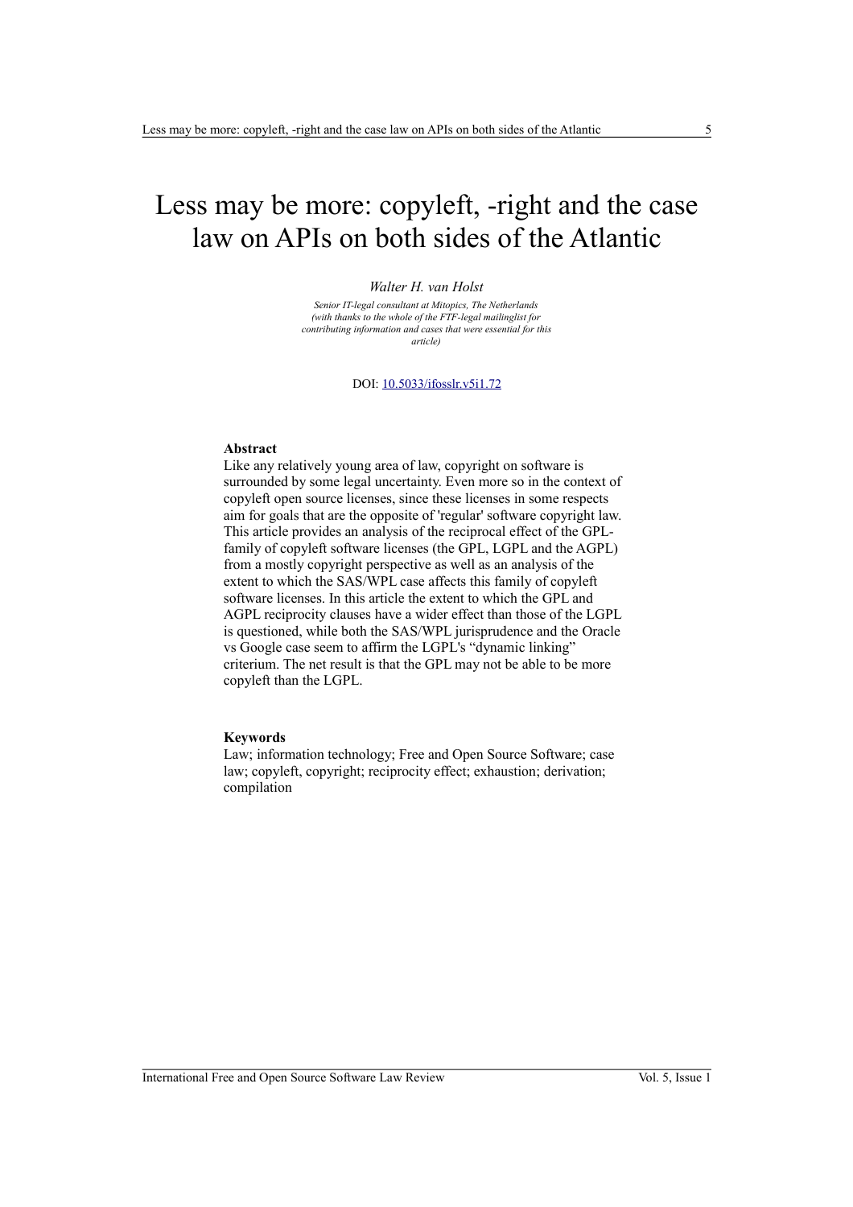# Less may be more: copyleft, -right and the case law on APIs on both sides of the Atlantic

*Walter H. van Holst*

*Senior IT-legal consultant at Mitopics, The Netherlands (with thanks to the whole of the FTF-legal mailinglist for contributing information and cases that were essential for this article)*

DOI: [10.5033/ifosslr.v5i1.72](10.5033/ifosslr.v5i1.72)

**Abstract**

Like any relatively young area of law, copyright on software is surrounded by some legal uncertainty. Even more so in the context of copyleft open source licenses, since these licenses in some respects aim for goals that are the opposite of 'regular' software copyright law. This article provides an analysis of the reciprocal effect of the GPL-family of copyleft software licenses (the GPL, LGPL and the AGPL) from a mostly copyright perspective as well as an analysis of the extent to which the SAS/WPL case affects this family of copyleft software licenses. In this article the extent to which the GPL and AGPL reciprocity clauses have a wider effect than those of the LGPL is questioned, while both the SAS/WPL jurisprudence and the Oracle vs Google case seem to affirm the LGPL's "dynamic linking" criterium. The net result is that the GPL may not be able to be more copyleft than the LGPL.

**Keywords**

Law; information technology; Free and Open Source Software; case law; copyleft, copyright; reciprocity effect; exhaustion; derivation; compilation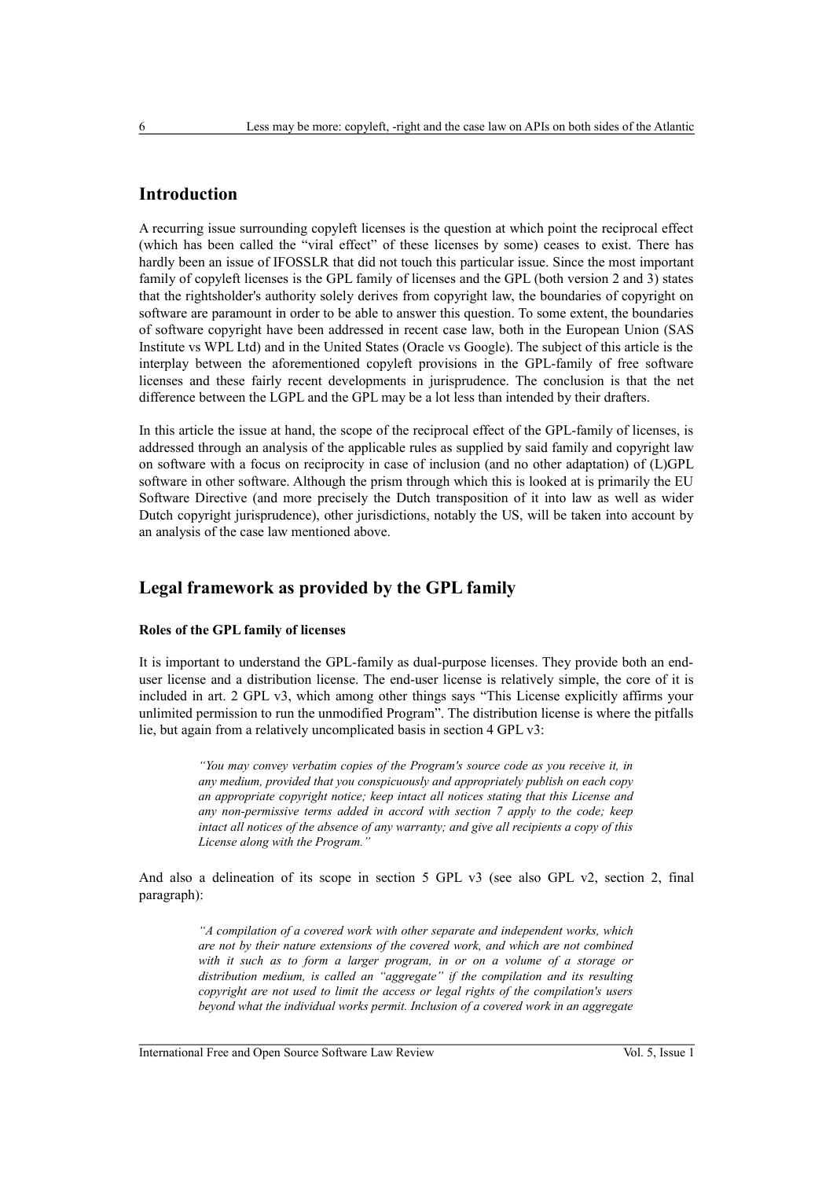## Introduction

A recurring issue surrounding copyleft licenses is the question at which point the reciprocal effect (which has been called the "viral effect" of these licenses by some) ceases to exist. There has hardly been an issue of IFOSSLR that did not touch this particular issue. Since the most important family of copyleft licenses is the GPL family of licenses and the GPL (both version 2 and 3) states that the rightsholder's authority solely derives from copyright law, the boundaries of copyright on software are paramount in order to be able to answer this question. To some extent, the boundaries of software copyright have been addressed in recent case law, both in the European Union (SAS Institute vs WPL Ltd) and in the United States (Oracle vs Google). The subject of this article is the interplay between the aforementioned copyleft provisions in the GPL-family of free software licenses and these fairly recent developments in jurisprudence. The conclusion is that the net difference between the LGPL and the GPL may be a lot less than intended by their drafters.

In this article the issue at hand, the scope of the reciprocal effect of the GPL-family of licenses, is addressed through an analysis of the applicable rules as supplied by said family and copyright law on software with a focus on reciprocity in case of inclusion (and no other adaptation) of (L)GPL software in other software. Although the prism through which this is looked at is primarily the EU Software Directive (and more precisely the Dutch transposition of it into law as well as wider Dutch copyright jurisprudence), other jurisdictions, notably the US, will be taken into account by an analysis of the case law mentioned above.

## Legal framework as provided by the GPL family

### Roles of the GPL family of licenses

It is important to understand the GPL-family as dual-purpose licenses. They provide both an end-user license and a distribution license. The end-user license is relatively simple, the core of it is included in art. 2 GPL v3, which among other things says "This License explicitly affirms your unlimited permission to run the unmodified Program". The distribution license is where the pitfalls lie, but again from a relatively uncomplicated basis in section 4 GPL v3:

> *"You may convey verbatim copies of the Program's source code as you receive it, in any medium, provided that you conspicuously and appropriately publish on each copy an appropriate copyright notice; keep intact all notices stating that this License and any non-permissive terms added in accord with section 7 apply to the code; keep intact all notices of the absence of any warranty; and give all recipients a copy of this License along with the Program."*

And also a delineation of its scope in section 5 GPL v3 (see also GPL v2, section 2, final paragraph):

> *"A compilation of a covered work with other separate and independent works, which are not by their nature extensions of the covered work, and which are not combined with it such as to form a larger program, in or on a volume of a storage or distribution medium, is called an "aggregate" if the compilation and its resulting copyright are not used to limit the access or legal rights of the compilation's users beyond what the individual works permit. Inclusion of a covered work in an aggregate*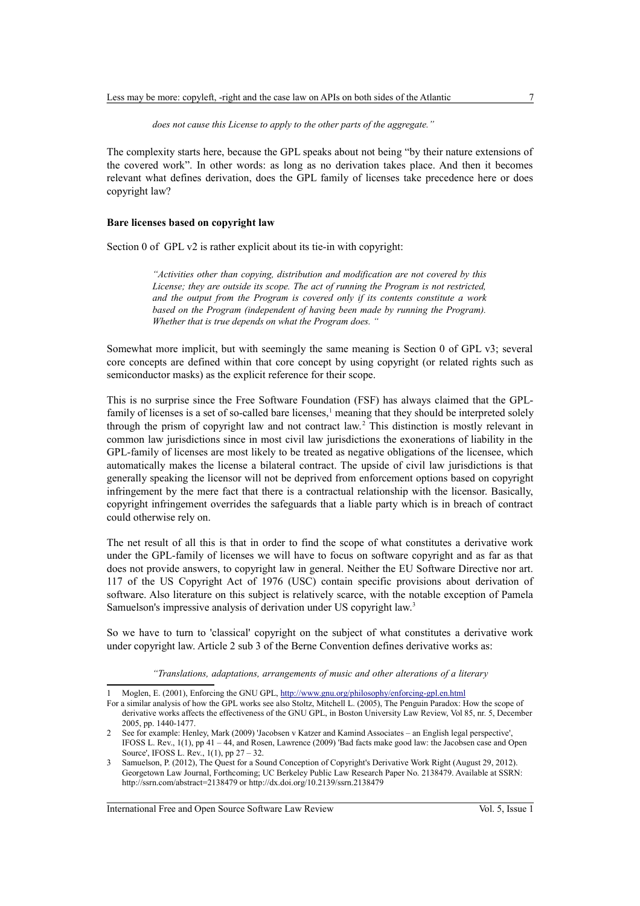*does not cause this License to apply to the other parts of the aggregate."*

The complexity starts here, because the GPL speaks about not being "by their nature extensions of the covered work". In other words: as long as no derivation takes place. And then it becomes relevant what defines derivation, does the GPL family of licenses take precedence here or does copyright law?

**Bare licenses based on copyright law**

Section 0 of GPL v2 is rather explicit about its tie-in with copyright:

> *"Activities other than copying, distribution and modification are not covered by this License; they are outside its scope. The act of running the Program is not restricted, and the output from the Program is covered only if its contents constitute a work based on the Program (independent of having been made by running the Program). Whether that is true depends on what the Program does. "*

Somewhat more implicit, but with seemingly the same meaning is Section 0 of GPL v3; several core concepts are defined within that core concept by using copyright (or related rights such as semiconductor masks) as the explicit reference for their scope.

This is no surprise since the Free Software Foundation (FSF) has always claimed that the GPL-family of licenses is a set of so-called bare licenses,[1] meaning that they should be interpreted solely through the prism of copyright law and not contract law.[2] This distinction is mostly relevant in common law jurisdictions since in most civil law jurisdictions the exonerations of liability in the GPL-family of licenses are most likely to be treated as negative obligations of the licensee, which automatically makes the license a bilateral contract. The upside of civil law jurisdictions is that generally speaking the licensor will not be deprived from enforcement options based on copyright infringement by the mere fact that there is a contractual relationship with the licensor. Basically, copyright infringement overrides the safeguards that a liable party which is in breach of contract could otherwise rely on.

The net result of all this is that in order to find the scope of what constitutes a derivative work under the GPL-family of licenses we will have to focus on software copyright and as far as that does not provide answers, to copyright law in general. Neither the EU Software Directive nor art. 117 of the US Copyright Act of 1976 (USC) contain specific provisions about derivation of software. Also literature on this subject is relatively scarce, with the notable exception of Pamela Samuelson's impressive analysis of derivation under US copyright law.[3]

So we have to turn to 'classical' copyright on the subject of what constitutes a derivative work under copyright law. Article 2 sub 3 of the Berne Convention defines derivative works as:

> *"Translations, adaptations, arrangements of music and other alterations of a literary*

---

1 Moglen, E. (2001), Enforcing the GNU GPL, http://www.gnu.org/philosophy/enforcing-gpl.en.html
For a similar analysis of how the GPL works see also Stoltz, Mitchell L. (2005), The Penguin Paradox: How the scope of derivative works affects the effectiveness of the GNU GPL, in Boston University Law Review, Vol 85, nr. 5, December 2005, pp. 1440-1477.

2 See for example: Henley, Mark (2009) 'Jacobsen v Katzer and Kamind Associates – an English legal perspective', IFOSS L. Rev., 1(1), pp 41 – 44, and Rosen, Lawrence (2009) 'Bad facts make good law: the Jacobsen case and Open Source', IFOSS L. Rev., 1(1), pp 27 – 32.

3 Samuelson, P. (2012), The Quest for a Sound Conception of Copyright's Derivative Work Right (August 29, 2012). Georgetown Law Journal, Forthcoming; UC Berkeley Public Law Research Paper No. 2138479. Available at SSRN: http://ssrn.com/abstract=2138479 or http://dx.doi.org/10.2139/ssrn.2138479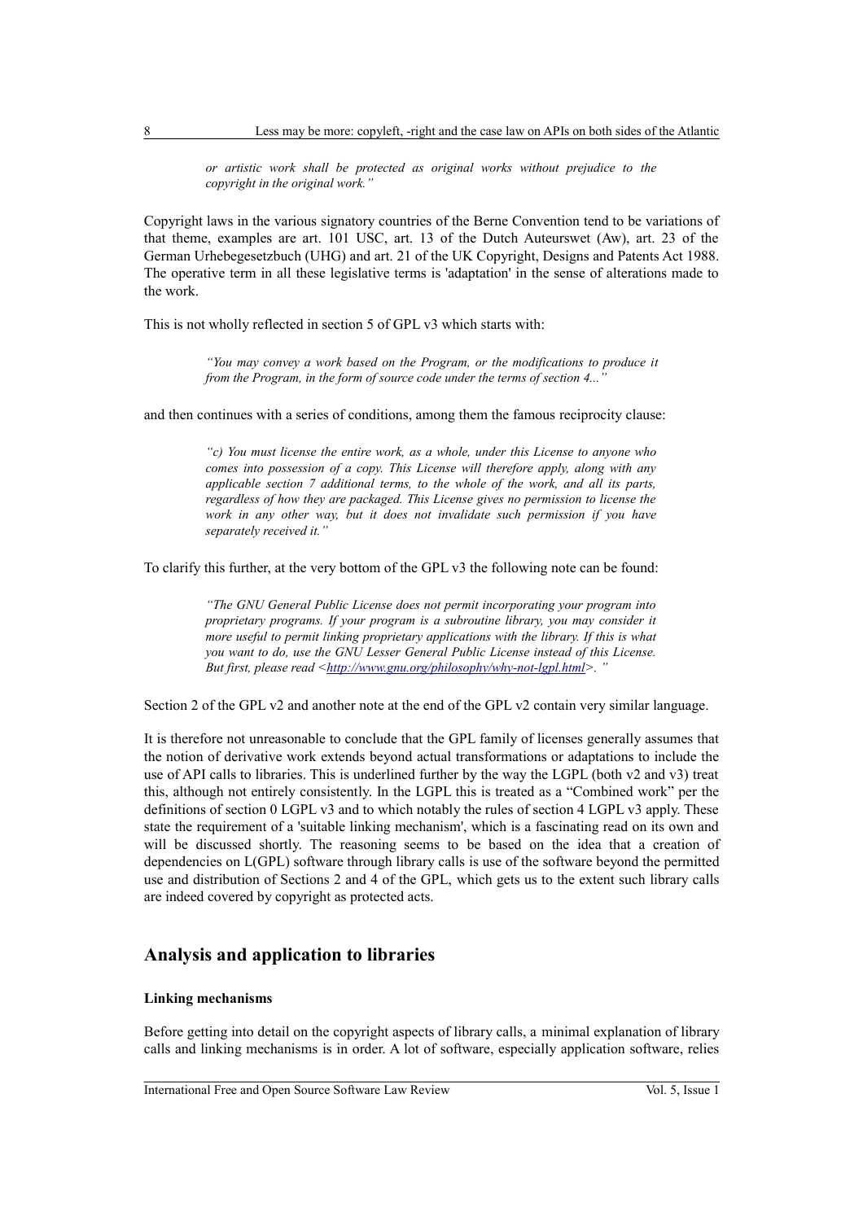> *or artistic work shall be protected as original works without prejudice to the copyright in the original work."*

Copyright laws in the various signatory countries of the Berne Convention tend to be variations of that theme, examples are art. 101 USC, art. 13 of the Dutch Auteurswet (Aw), art. 23 of the German Urhebegesetzbuch (UHG) and art. 21 of the UK Copyright, Designs and Patents Act 1988. The operative term in all these legislative terms is 'adaptation' in the sense of alterations made to the work.

This is not wholly reflected in section 5 of GPL v3 which starts with:

> *"You may convey a work based on the Program, or the modifications to produce it from the Program, in the form of source code under the terms of section 4..."*

and then continues with a series of conditions, among them the famous reciprocity clause:

> *"c) You must license the entire work, as a whole, under this License to anyone who comes into possession of a copy. This License will therefore apply, along with any applicable section 7 additional terms, to the whole of the work, and all its parts, regardless of how they are packaged. This License gives no permission to license the work in any other way, but it does not invalidate such permission if you have separately received it."*

To clarify this further, at the very bottom of the GPL v3 the following note can be found:

> *"The GNU General Public License does not permit incorporating your program into proprietary programs. If your program is a subroutine library, you may consider it more useful to permit linking proprietary applications with the library. If this is what you want to do, use the GNU Lesser General Public License instead of this License. But first, please read <[http://www.gnu.org/philosophy/why-not-lgpl.html](http://www.gnu.org/philosophy/why-not-lgpl.html)>."*

Section 2 of the GPL v2 and another note at the end of the GPL v2 contain very similar language.

It is therefore not unreasonable to conclude that the GPL family of licenses generally assumes that the notion of derivative work extends beyond actual transformations or adaptations to include the use of API calls to libraries. This is underlined further by the way the LGPL (both v2 and v3) treat this, although not entirely consistently. In the LGPL this is treated as a "Combined work" per the definitions of section 0 LGPL v3 and to which notably the rules of section 4 LGPL v3 apply. These state the requirement of a 'suitable linking mechanism', which is a fascinating read on its own and will be discussed shortly. The reasoning seems to be based on the idea that a creation of dependencies on L(GPL) software through library calls is use of the software beyond the permitted use and distribution of Sections 2 and 4 of the GPL, which gets us to the extent such library calls are indeed covered by copyright as protected acts.

## Analysis and application to libraries

### Linking mechanisms

Before getting into detail on the copyright aspects of library calls, a minimal explanation of library calls and linking mechanisms is in order. A lot of software, especially application software, relies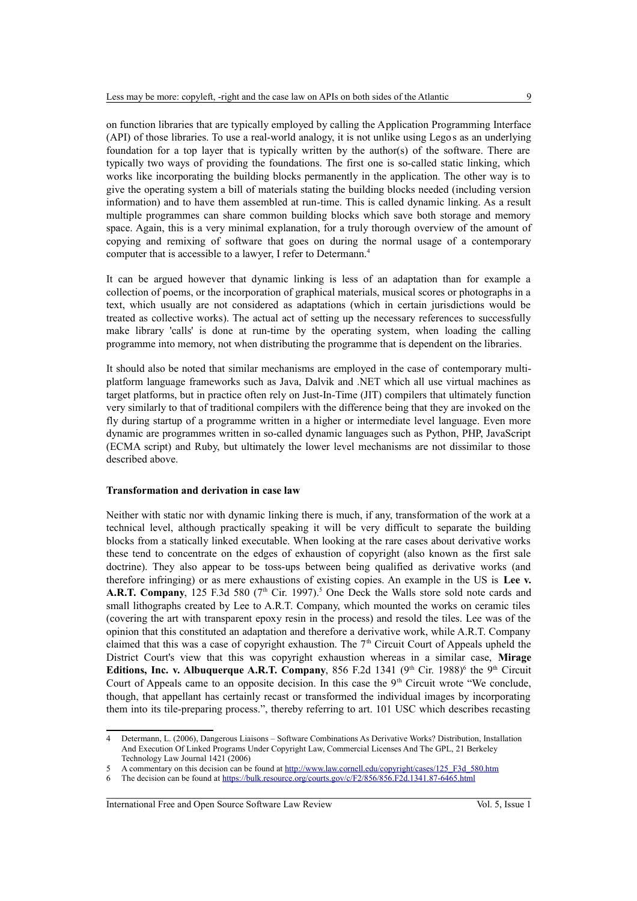on function libraries that are typically employed by calling the Application Programming Interface (API) of those libraries. To use a real-world analogy, it is not unlike using Legos as an underlying foundation for a top layer that is typically written by the author(s) of the software. There are typically two ways of providing the foundations. The first one is so-called static linking, which works like incorporating the building blocks permanently in the application. The other way is to give the operating system a bill of materials stating the building blocks needed (including version information) and to have them assembled at run-time. This is called dynamic linking. As a result multiple programmes can share common building blocks which save both storage and memory space. Again, this is a very minimal explanation, for a truly thorough overview of the amount of copying and remixing of software that goes on during the normal usage of a contemporary computer that is accessible to a lawyer, I refer to Determann.[4]

It can be argued however that dynamic linking is less of an adaptation than for example a collection of poems, or the incorporation of graphical materials, musical scores or photographs in a text, which usually are not considered as adaptations (which in certain jurisdictions would be treated as collective works). The actual act of setting up the necessary references to successfully make library 'calls' is done at run-time by the operating system, when loading the calling programme into memory, not when distributing the programme that is dependent on the libraries.

It should also be noted that similar mechanisms are employed in the case of contemporary multi-platform language frameworks such as Java, Dalvik and .NET which all use virtual machines as target platforms, but in practice often rely on Just-In-Time (JIT) compilers that ultimately function very similarly to that of traditional compilers with the difference being that they are invoked on the fly during startup of a programme written in a higher or intermediate level language. Even more dynamic are programmes written in so-called dynamic languages such as Python, PHP, JavaScript (ECMA script) and Ruby, but ultimately the lower level mechanisms are not dissimilar to those described above.

**Transformation and derivation in case law**

Neither with static nor with dynamic linking there is much, if any, transformation of the work at a technical level, although practically speaking it will be very difficult to separate the building blocks from a statically linked executable. When looking at the rare cases about derivative works these tend to concentrate on the edges of exhaustion of copyright (also known as the first sale doctrine). They also appear to be toss-ups between being qualified as derivative works (and therefore infringing) or as mere exhaustions of existing copies. An example in the US is **Lee v. A.R.T. Company**, 125 F.3d 580 (7th Cir. 1997).[5] One Deck the Walls store sold note cards and small lithographs created by Lee to A.R.T. Company, which mounted the works on ceramic tiles (covering the art with transparent epoxy resin in the process) and resold the tiles. Lee was of the opinion that this constituted an adaptation and therefore a derivative work, while A.R.T. Company claimed that this was a case of copyright exhaustion. The 7th Circuit Court of Appeals upheld the District Court's view that this was copyright exhaustion whereas in a similar case, **Mirage Editions, Inc. v. Albuquerque A.R.T. Company**, 856 F.2d 1341 (9th Cir. 1988)[6] the 9th Circuit Court of Appeals came to an opposite decision. In this case the 9th Circuit wrote "We conclude, though, that appellant has certainly recast or transformed the individual images by incorporating them into its tile-preparing process.", thereby referring to art. 101 USC which describes recasting

---

4 Determann, L. (2006), Dangerous Liaisons – Software Combinations As Derivative Works? Distribution, Installation And Execution Of Linked Programs Under Copyright Law, Commercial Licenses And The GPL, 21 Berkeley Technology Law Journal 1421 (2006)

5 A commentary on this decision can be found at http://www.law.cornell.edu/copyright/cases/125_F3d_580.htm

6 The decision can be found at https://bulk.resource.org/courts.gov/c/F2/856/856.F2d.1341.87-6465.html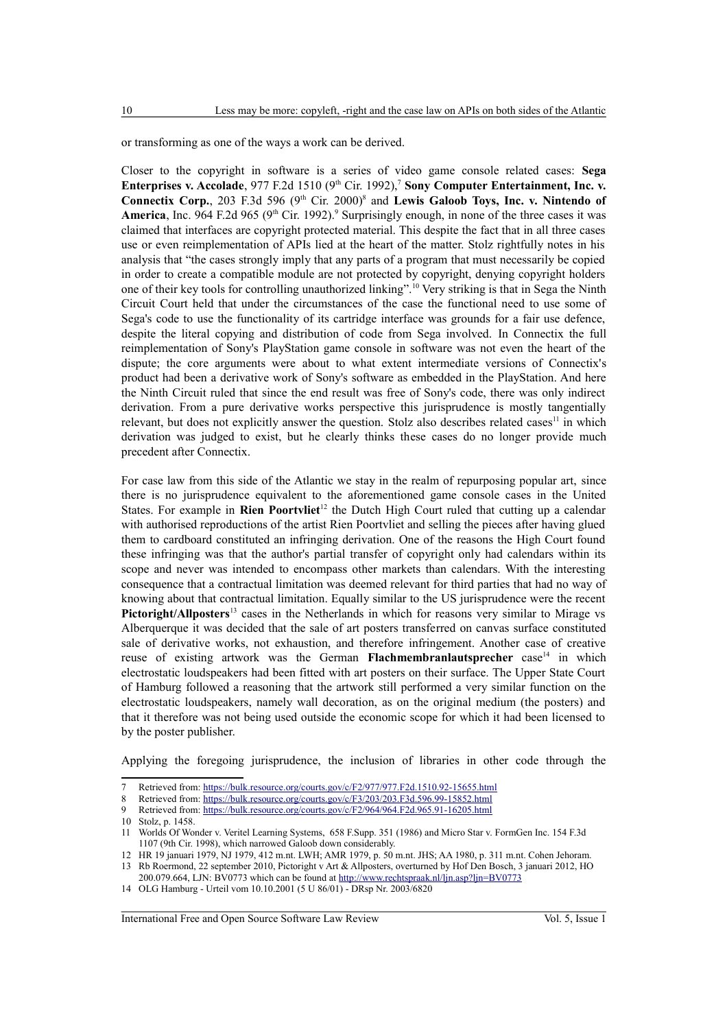or transforming as one of the ways a work can be derived.

Closer to the copyright in software is a series of video game console related cases: **Sega Enterprises v. Accolade**, 977 F.2d 1510 (9th Cir. 1992),[7] **Sony Computer Entertainment, Inc. v. Connectix Corp.**, 203 F.3d 596 (9th Cir. 2000)[8] and **Lewis Galoob Toys, Inc. v. Nintendo of America**, Inc. 964 F.2d 965 (9th Cir. 1992).[9] Surprisingly enough, in none of the three cases it was claimed that interfaces are copyright protected material. This despite the fact that in all three cases use or even reimplementation of APIs lied at the heart of the matter. Stolz rightfully notes in his analysis that "the cases strongly imply that any parts of a program that must necessarily be copied in order to create a compatible module are not protected by copyright, denying copyright holders one of their key tools for controlling unauthorized linking".[10] Very striking is that in Sega the Ninth Circuit Court held that under the circumstances of the case the functional need to use some of Sega's code to use the functionality of its cartridge interface was grounds for a fair use defence, despite the literal copying and distribution of code from Sega involved. In Connectix the full reimplementation of Sony's PlayStation game console in software was not even the heart of the dispute; the core arguments were about to what extent intermediate versions of Connectix's product had been a derivative work of Sony's software as embedded in the PlayStation. And here the Ninth Circuit ruled that since the end result was free of Sony's code, there was only indirect derivation. From a pure derivative works perspective this jurisprudence is mostly tangentially relevant, but does not explicitly answer the question. Stolz also describes related cases[11] in which derivation was judged to exist, but he clearly thinks these cases do no longer provide much precedent after Connectix.

For case law from this side of the Atlantic we stay in the realm of repurposing popular art, since there is no jurisprudence equivalent to the aforementioned game console cases in the United States. For example in **Rien Poortvliet**[12] the Dutch High Court ruled that cutting up a calendar with authorised reproductions of the artist Rien Poortvliet and selling the pieces after having glued them to cardboard constituted an infringing derivation. One of the reasons the High Court found these infringing was that the author's partial transfer of copyright only had calendars within its scope and never was intended to encompass other markets than calendars. With the interesting consequence that a contractual limitation was deemed relevant for third parties that had no way of knowing about that contractual limitation. Equally similar to the US jurisprudence were the recent **Pictoright/Allposters**[13] cases in the Netherlands in which for reasons very similar to Mirage vs Alberquerque it was decided that the sale of art posters transferred on canvas surface constituted sale of derivative works, not exhaustion, and therefore infringement. Another case of creative reuse of existing artwork was the German **Flachmembranlautsprecher** case[14] in which electrostatic loudspeakers had been fitted with art posters on their surface. The Upper State Court of Hamburg followed a reasoning that the artwork still performed a very similar function on the electrostatic loudspeakers, namely wall decoration, as on the original medium (the posters) and that it therefore was not being used outside the economic scope for which it had been licensed to by the poster publisher.

Applying the foregoing jurisprudence, the inclusion of libraries in other code through the

---

7 Retrieved from: https://bulk.resource.org/courts.gov/c/F2/977/977.F2d.1510.92-15655.html

8 Retrieved from: https://bulk.resource.org/courts.gov/c/F3/203/203.F3d.596.99-15852.html

9 Retrieved from: https://bulk.resource.org/courts.gov/c/F2/964/964.F2d.965.91-16205.html

10 Stolz, p. 1458.

11 Worlds Of Wonder v. Veritel Learning Systems, 658 F.Supp. 351 (1986) and Micro Star v. FormGen Inc. 154 F.3d 1107 (9th Cir. 1998), which narrowed Galoob down considerably.

12 HR 19 januari 1979, NJ 1979, 412 m.nt. LWH; AMR 1979, p. 50 m.nt. JHS; AA 1980, p. 311 m.nt. Cohen Jehoram.

13 Rb Roermond, 22 september 2010, Pictoright v Art & Allposters, overturned by Hof Den Bosch, 3 januari 2012, HO 200.079.664, LJN: BV0773 which can be found at http://www.rechtspraak.nl/ljn.asp?ljn=BV0773

14 OLG Hamburg - Urteil vom 10.10.2001 (5 U 86/01) - DRsp Nr. 2003/6820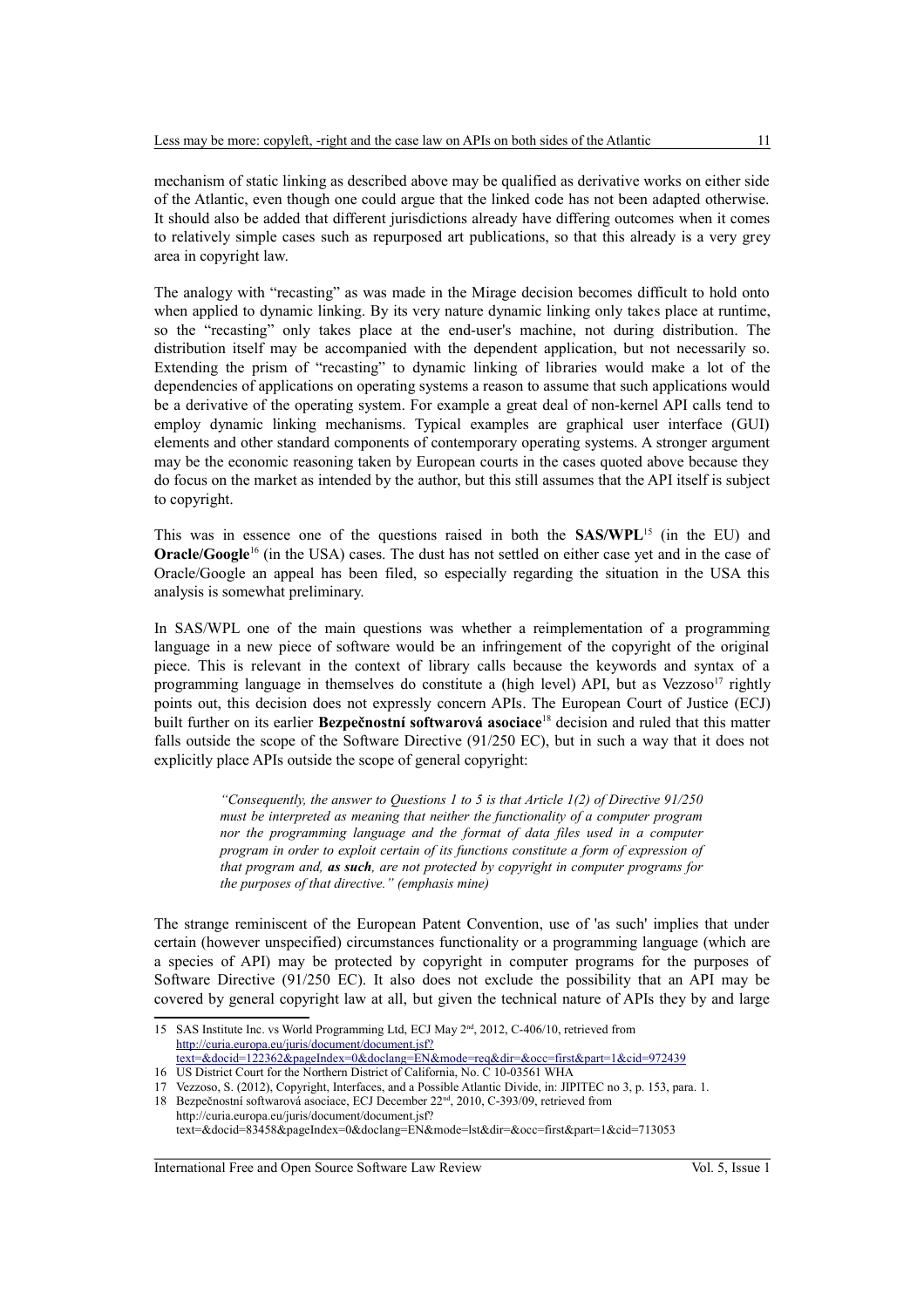mechanism of static linking as described above may be qualified as derivative works on either side of the Atlantic, even though one could argue that the linked code has not been adapted otherwise. It should also be added that different jurisdictions already have differing outcomes when it comes to relatively simple cases such as repurposed art publications, so that this already is a very grey area in copyright law.

The analogy with "recasting" as was made in the Mirage decision becomes difficult to hold onto when applied to dynamic linking. By its very nature dynamic linking only takes place at runtime, so the "recasting" only takes place at the end-user's machine, not during distribution. The distribution itself may be accompanied with the dependent application, but not necessarily so. Extending the prism of "recasting" to dynamic linking of libraries would make a lot of the dependencies of applications on operating systems a reason to assume that such applications would be a derivative of the operating system. For example a great deal of non-kernel API calls tend to employ dynamic linking mechanisms. Typical examples are graphical user interface (GUI) elements and other standard components of contemporary operating systems. A stronger argument may be the economic reasoning taken by European courts in the cases quoted above because they do focus on the market as intended by the author, but this still assumes that the API itself is subject to copyright.

This was in essence one of the questions raised in both the **SAS/WPL**[15] (in the EU) and **Oracle/Google**[16] (in the USA) cases. The dust has not settled on either case yet and in the case of Oracle/Google an appeal has been filed, so especially regarding the situation in the USA this analysis is somewhat preliminary.

In SAS/WPL one of the main questions was whether a reimplementation of a programming language in a new piece of software would be an infringement of the copyright of the original piece. This is relevant in the context of library calls because the keywords and syntax of a programming language in themselves do constitute a (high level) API, but as Vezzoso[17] rightly points out, this decision does not expressly concern APIs. The European Court of Justice (ECJ) built further on its earlier **Bezpečnostní softwarová asociace**[18] decision and ruled that this matter falls outside the scope of the Software Directive (91/250 EC), but in such a way that it does not explicitly place APIs outside the scope of general copyright:

> *"Consequently, the answer to Questions 1 to 5 is that Article 1(2) of Directive 91/250 must be interpreted as meaning that neither the functionality of a computer program nor the programming language and the format of data files used in a computer program in order to exploit certain of its functions constitute a form of expression of that program and,* ***as such****, are not protected by copyright in computer programs for the purposes of that directive." (emphasis mine)*

The strange reminiscent of the European Patent Convention, use of 'as such' implies that under certain (however unspecified) circumstances functionality or a programming language (which are a species of API) may be protected by copyright in computer programs for the purposes of Software Directive (91/250 EC). It also does not exclude the possibility that an API may be covered by general copyright law at all, but given the technical nature of APIs they by and large

---

15 SAS Institute Inc. vs World Programming Ltd, ECJ May 2nd, 2012, C-406/10, retrieved from http://curia.europa.eu/juris/document/document.jsf?text=&docid=122362&pageIndex=0&doclang=EN&mode=req&dir=&occ=first&part=1&cid=972439

16 US District Court for the Northern District of California, No. C 10-03561 WHA

17 Vezzoso, S. (2012), Copyright, Interfaces, and a Possible Atlantic Divide, in: JIPITEC no 3, p. 153, para. 1.

18 Bezpečnostní softwarová asociace, ECJ December 22nd, 2010, C-393/09, retrieved from http://curia.europa.eu/juris/document/document.jsf?text=&docid=83458&pageIndex=0&doclang=EN&mode=lst&dir=&occ=first&part=1&cid=713053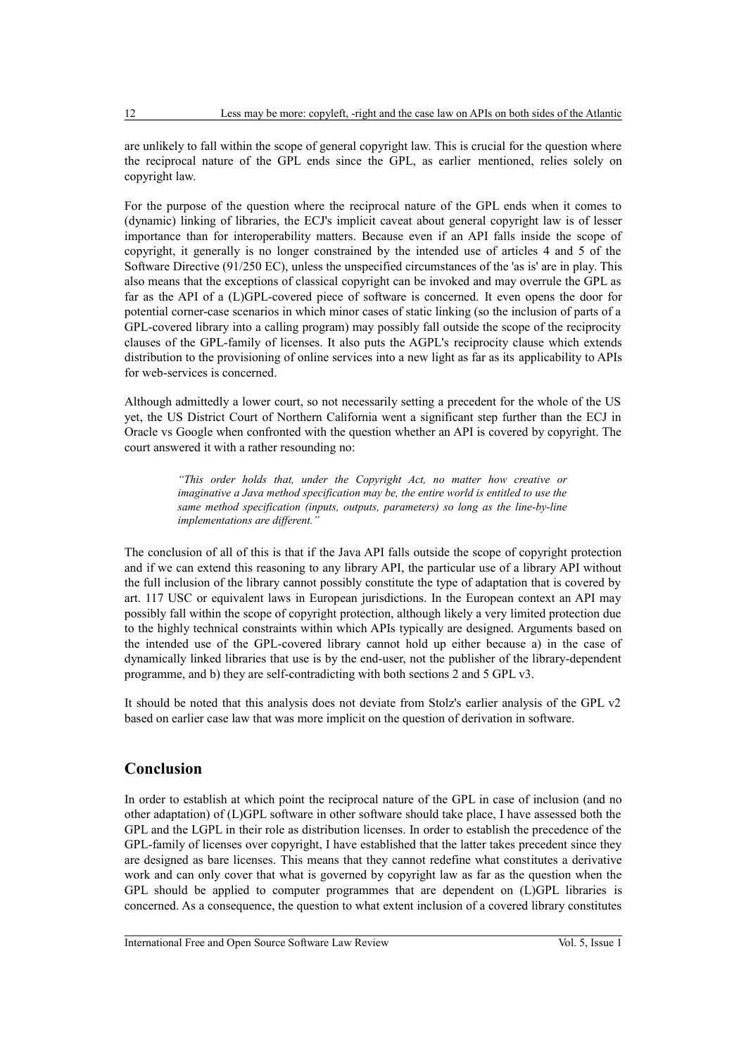are unlikely to fall within the scope of general copyright law. This is crucial for the question where the reciprocal nature of the GPL ends since the GPL, as earlier mentioned, relies solely on copyright law.

For the purpose of the question where the reciprocal nature of the GPL ends when it comes to (dynamic) linking of libraries, the ECJ's implicit caveat about general copyright law is of lesser importance than for interoperability matters. Because even if an API falls inside the scope of copyright, it generally is no longer constrained by the intended use of articles 4 and 5 of the Software Directive (91/250 EC), unless the unspecified circumstances of the 'as is' are in play. This also means that the exceptions of classical copyright can be invoked and may overrule the GPL as far as the API of a (L)GPL-covered piece of software is concerned. It even opens the door for potential corner-case scenarios in which minor cases of static linking (so the inclusion of parts of a GPL-covered library into a calling program) may possibly fall outside the scope of the reciprocity clauses of the GPL-family of licenses. It also puts the AGPL's reciprocity clause which extends distribution to the provisioning of online services into a new light as far as its applicability to APIs for web-services is concerned.

Although admittedly a lower court, so not necessarily setting a precedent for the whole of the US yet, the US District Court of Northern California went a significant step further than the ECJ in Oracle vs Google when confronted with the question whether an API is covered by copyright. The court answered it with a rather resounding no:

> *"This order holds that, under the Copyright Act, no matter how creative or imaginative a Java method specification may be, the entire world is entitled to use the same method specification (inputs, outputs, parameters) so long as the line-by-line implementations are different."*

The conclusion of all of this is that if the Java API falls outside the scope of copyright protection and if we can extend this reasoning to any library API, the particular use of a library API without the full inclusion of the library cannot possibly constitute the type of adaptation that is covered by art. 117 USC or equivalent laws in European jurisdictions. In the European context an API may possibly fall within the scope of copyright protection, although likely a very limited protection due to the highly technical constraints within which APIs typically are designed. Arguments based on the intended use of the GPL-covered library cannot hold up either because a) in the case of dynamically linked libraries that use is by the end-user, not the publisher of the library-dependent programme, and b) they are self-contradicting with both sections 2 and 5 GPL v3.

It should be noted that this analysis does not deviate from Stolz's earlier analysis of the GPL v2 based on earlier case law that was more implicit on the question of derivation in software.

## Conclusion

In order to establish at which point the reciprocal nature of the GPL in case of inclusion (and no other adaptation) of (L)GPL software in other software should take place, I have assessed both the GPL and the LGPL in their role as distribution licenses. In order to establish the precedence of the GPL-family of licenses over copyright, I have established that the latter takes precedent since they are designed as bare licenses. This means that they cannot redefine what constitutes a derivative work and can only cover that what is governed by copyright law as far as the question when the GPL should be applied to computer programmes that are dependent on (L)GPL libraries is concerned. As a consequence, the question to what extent inclusion of a covered library constitutes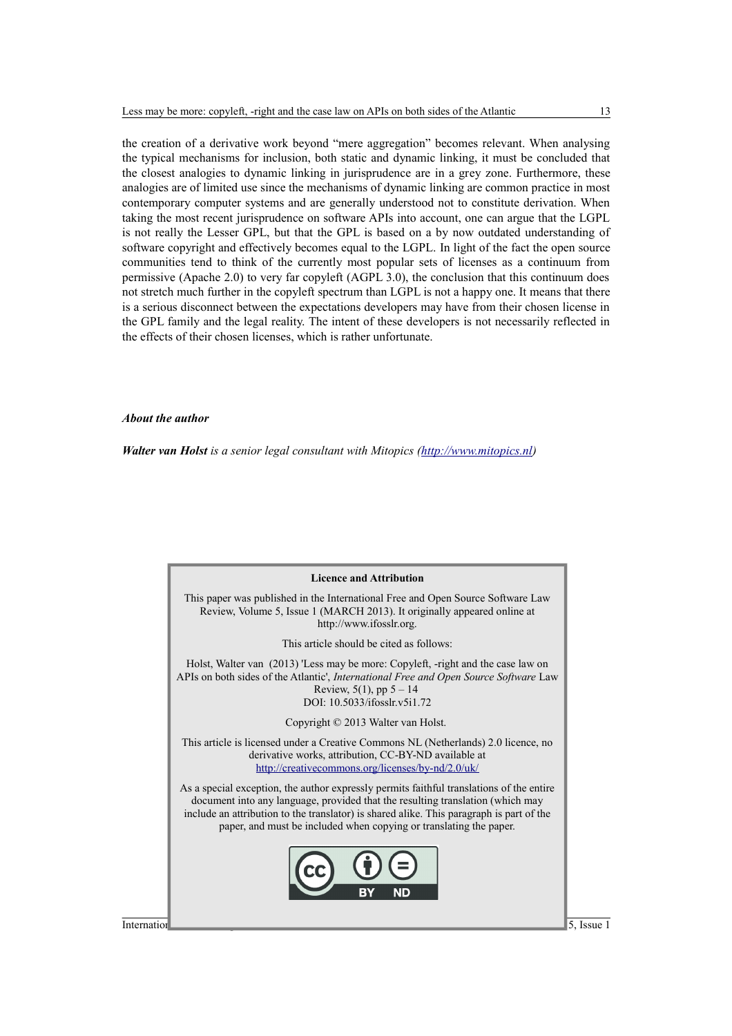the creation of a derivative work beyond "mere aggregation" becomes relevant. When analysing the typical mechanisms for inclusion, both static and dynamic linking, it must be concluded that the closest analogies to dynamic linking in jurisprudence are in a grey zone. Furthermore, these analogies are of limited use since the mechanisms of dynamic linking are common practice in most contemporary computer systems and are generally understood not to constitute derivation. When taking the most recent jurisprudence on software APIs into account, one can argue that the LGPL is not really the Lesser GPL, but that the GPL is based on a by now outdated understanding of software copyright and effectively becomes equal to the LGPL. In light of the fact the open source communities tend to think of the currently most popular sets of licenses as a continuum from permissive (Apache 2.0) to very far copyleft (AGPL 3.0), the conclusion that this continuum does not stretch much further in the copyleft spectrum than LGPL is not a happy one. It means that there is a serious disconnect between the expectations developers may have from their chosen license in the GPL family and the legal reality. The intent of these developers is not necessarily reflected in the effects of their chosen licenses, which is rather unfortunate.

***About the author***

***Walter van Holst*** *is a senior legal consultant with Mitopics ([http://www.mitopics.nl](http://www.mitopics.nl))*

**Licence and Attribution**

This paper was published in the International Free and Open Source Software Law Review, Volume 5, Issue 1 (MARCH 2013). It originally appeared online at http://www.ifosslr.org.

This article should be cited as follows:

Holst, Walter van (2013) 'Less may be more: Copyleft, -right and the case law on APIs on both sides of the Atlantic', *International Free and Open Source Software* Law Review, 5(1), pp 5 – 14
DOI: 10.5033/ifosslr.v5i1.72

Copyright © 2013 Walter van Holst.

This article is licensed under a Creative Commons NL (Netherlands) 2.0 licence, no derivative works, attribution, CC-BY-ND available at [http://creativecommons.org/licenses/by-nd/2.0/uk/](http://creativecommons.org/licenses/by-nd/2.0/uk/)

As a special exception, the author expressly permits faithful translations of the entire document into any language, provided that the resulting translation (which may include an attribution to the translator) is shared alike. This paragraph is part of the paper, and must be included when copying or translating the paper.